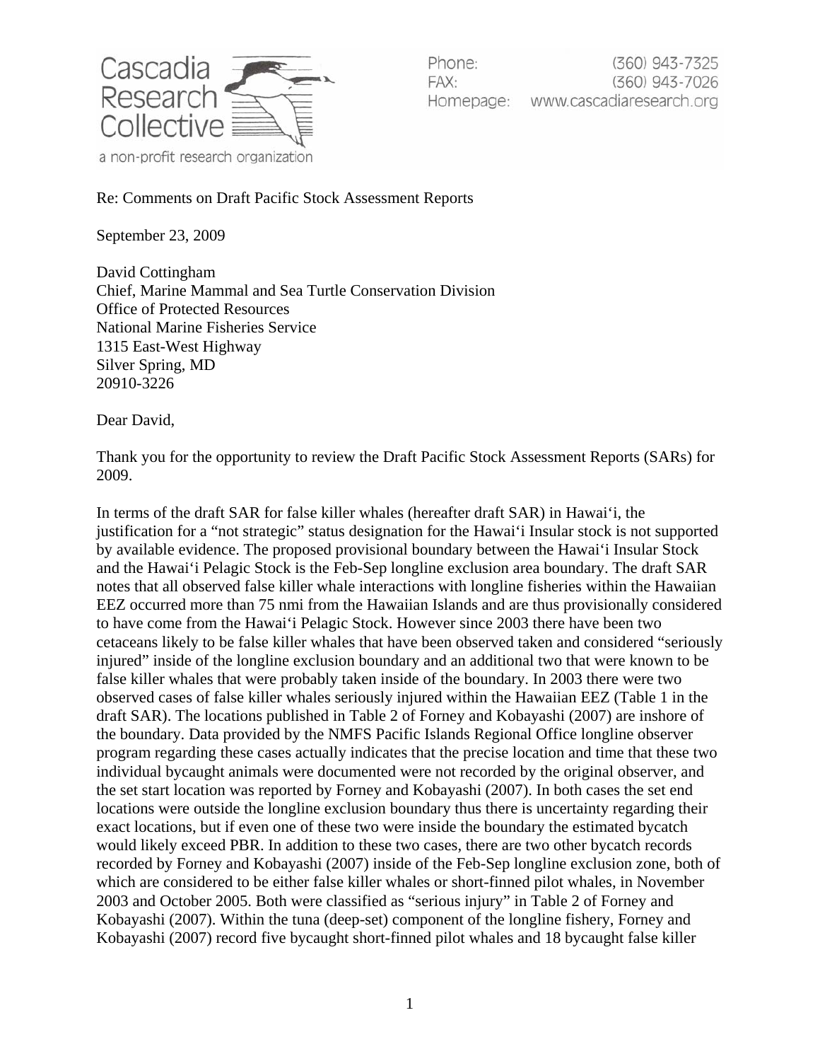Cascadia Research Collective

a non-profit research organization

Phone: (360) 943-7325
FAX: (360) 943-7026
Homepage: www.cascadiaresearch.org

Re: Comments on Draft Pacific Stock Assessment Reports

September 23, 2009

David Cottingham
Chief, Marine Mammal and Sea Turtle Conservation Division
Office of Protected Resources
National Marine Fisheries Service
1315 East-West Highway
Silver Spring, MD
20910-3226

Dear David,

Thank you for the opportunity to review the Draft Pacific Stock Assessment Reports (SARs) for 2009.

In terms of the draft SAR for false killer whales (hereafter draft SAR) in Hawai‘i, the justification for a "not strategic" status designation for the Hawai‘i Insular stock is not supported by available evidence. The proposed provisional boundary between the Hawai‘i Insular Stock and the Hawai‘i Pelagic Stock is the Feb-Sep longline exclusion area boundary. The draft SAR notes that all observed false killer whale interactions with longline fisheries within the Hawaiian EEZ occurred more than 75 nmi from the Hawaiian Islands and are thus provisionally considered to have come from the Hawai‘i Pelagic Stock. However since 2003 there have been two cetaceans likely to be false killer whales that have been observed taken and considered "seriously injured" inside of the longline exclusion boundary and an additional two that were known to be false killer whales that were probably taken inside of the boundary. In 2003 there were two observed cases of false killer whales seriously injured within the Hawaiian EEZ (Table 1 in the draft SAR). The locations published in Table 2 of Forney and Kobayashi (2007) are inshore of the boundary. Data provided by the NMFS Pacific Islands Regional Office longline observer program regarding these cases actually indicates that the precise location and time that these two individual bycaught animals were documented were not recorded by the original observer, and the set start location was reported by Forney and Kobayashi (2007). In both cases the set end locations were outside the longline exclusion boundary thus there is uncertainty regarding their exact locations, but if even one of these two were inside the boundary the estimated bycatch would likely exceed PBR. In addition to these two cases, there are two other bycatch records recorded by Forney and Kobayashi (2007) inside of the Feb-Sep longline exclusion zone, both of which are considered to be either false killer whales or short-finned pilot whales, in November 2003 and October 2005. Both were classified as "serious injury" in Table 2 of Forney and Kobayashi (2007). Within the tuna (deep-set) component of the longline fishery, Forney and Kobayashi (2007) record five bycaught short-finned pilot whales and 18 bycaught false killer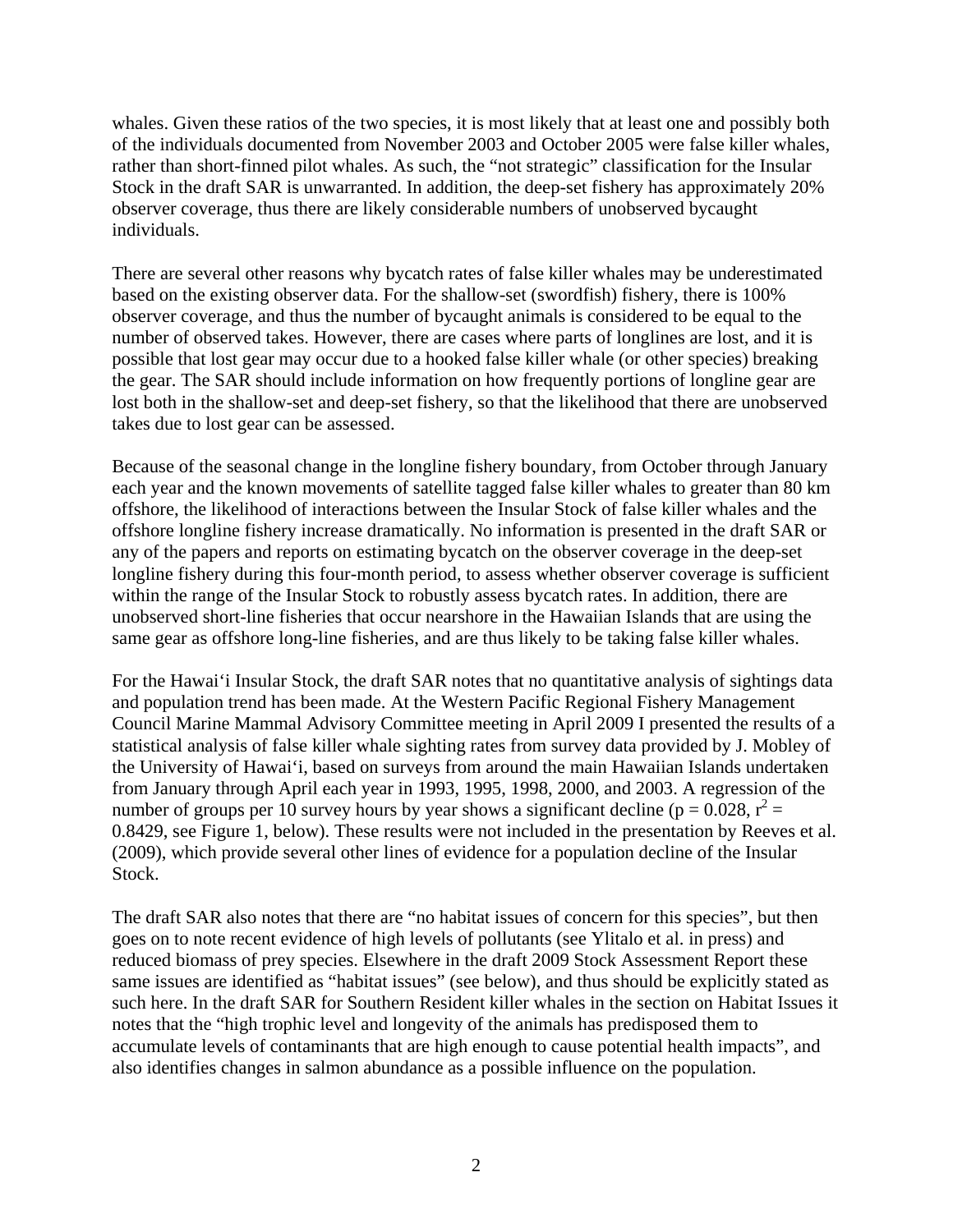whales. Given these ratios of the two species, it is most likely that at least one and possibly both of the individuals documented from November 2003 and October 2005 were false killer whales, rather than short-finned pilot whales. As such, the "not strategic" classification for the Insular Stock in the draft SAR is unwarranted. In addition, the deep-set fishery has approximately 20% observer coverage, thus there are likely considerable numbers of unobserved bycaught individuals.

There are several other reasons why bycatch rates of false killer whales may be underestimated based on the existing observer data. For the shallow-set (swordfish) fishery, there is 100% observer coverage, and thus the number of bycaught animals is considered to be equal to the number of observed takes. However, there are cases where parts of longlines are lost, and it is possible that lost gear may occur due to a hooked false killer whale (or other species) breaking the gear. The SAR should include information on how frequently portions of longline gear are lost both in the shallow-set and deep-set fishery, so that the likelihood that there are unobserved takes due to lost gear can be assessed.

Because of the seasonal change in the longline fishery boundary, from October through January each year and the known movements of satellite tagged false killer whales to greater than 80 km offshore, the likelihood of interactions between the Insular Stock of false killer whales and the offshore longline fishery increase dramatically. No information is presented in the draft SAR or any of the papers and reports on estimating bycatch on the observer coverage in the deep-set longline fishery during this four-month period, to assess whether observer coverage is sufficient within the range of the Insular Stock to robustly assess bycatch rates. In addition, there are unobserved short-line fisheries that occur nearshore in the Hawaiian Islands that are using the same gear as offshore long-line fisheries, and are thus likely to be taking false killer whales.

For the Hawai'i Insular Stock, the draft SAR notes that no quantitative analysis of sightings data and population trend has been made. At the Western Pacific Regional Fishery Management Council Marine Mammal Advisory Committee meeting in April 2009 I presented the results of a statistical analysis of false killer whale sighting rates from survey data provided by J. Mobley of the University of Hawai'i, based on surveys from around the main Hawaiian Islands undertaken from January through April each year in 1993, 1995, 1998, 2000, and 2003. A regression of the number of groups per 10 survey hours by year shows a significant decline ($p = 0.028$, $r^2 = 0.8429$, see Figure 1, below). These results were not included in the presentation by Reeves et al. (2009), which provide several other lines of evidence for a population decline of the Insular Stock.

The draft SAR also notes that there are "no habitat issues of concern for this species", but then goes on to note recent evidence of high levels of pollutants (see Ylitalo et al. in press) and reduced biomass of prey species. Elsewhere in the draft 2009 Stock Assessment Report these same issues are identified as "habitat issues" (see below), and thus should be explicitly stated as such here. In the draft SAR for Southern Resident killer whales in the section on Habitat Issues it notes that the "high trophic level and longevity of the animals has predisposed them to accumulate levels of contaminants that are high enough to cause potential health impacts", and also identifies changes in salmon abundance as a possible influence on the population.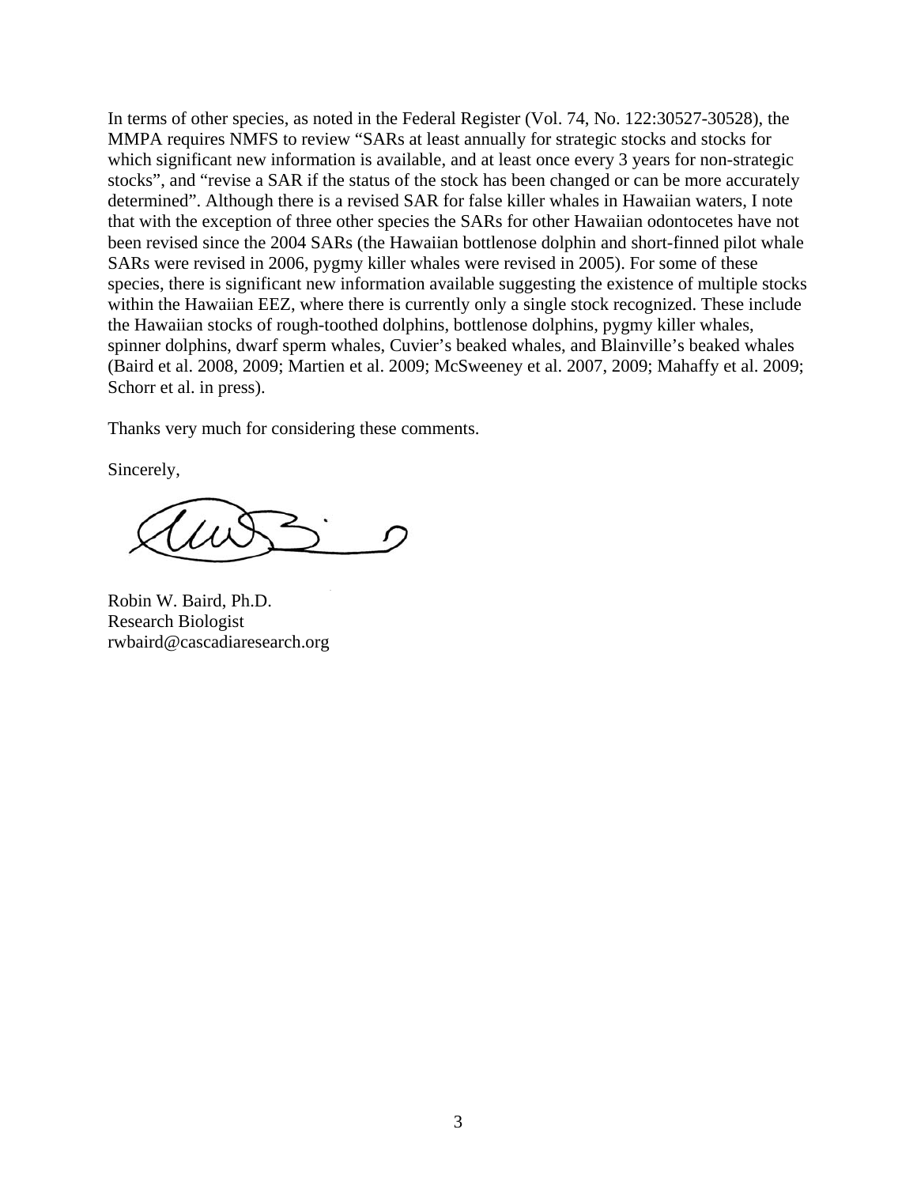In terms of other species, as noted in the Federal Register (Vol. 74, No. 122:30527-30528), the MMPA requires NMFS to review "SARs at least annually for strategic stocks and stocks for which significant new information is available, and at least once every 3 years for non-strategic stocks", and "revise a SAR if the status of the stock has been changed or can be more accurately determined". Although there is a revised SAR for false killer whales in Hawaiian waters, I note that with the exception of three other species the SARs for other Hawaiian odontocetes have not been revised since the 2004 SARs (the Hawaiian bottlenose dolphin and short-finned pilot whale SARs were revised in 2006, pygmy killer whales were revised in 2005). For some of these species, there is significant new information available suggesting the existence of multiple stocks within the Hawaiian EEZ, where there is currently only a single stock recognized. These include the Hawaiian stocks of rough-toothed dolphins, bottlenose dolphins, pygmy killer whales, spinner dolphins, dwarf sperm whales, Cuvier's beaked whales, and Blainville's beaked whales (Baird et al. 2008, 2009; Martien et al. 2009; McSweeney et al. 2007, 2009; Mahaffy et al. 2009; Schorr et al. in press).

Thanks very much for considering these comments.

Sincerely,

Robin W. Baird, Ph.D.
Research Biologist
rwbaird@cascadiaresearch.org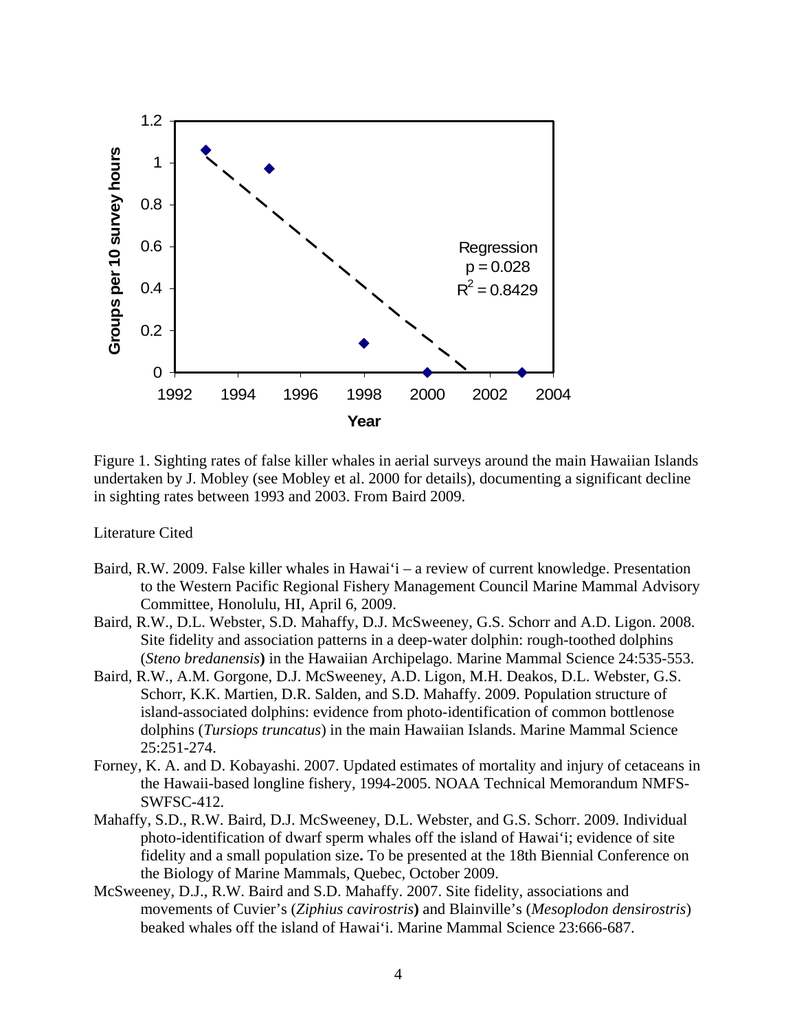Figure 1. Sighting rates of false killer whales in aerial surveys around the main Hawaiian Islands undertaken by J. Mobley (see Mobley et al. 2000 for details), documenting a significant decline in sighting rates between 1993 and 2003. From Baird 2009.

Literature Cited

Baird, R.W. 2009. False killer whales in Hawai'i – a review of current knowledge. Presentation to the Western Pacific Regional Fishery Management Council Marine Mammal Advisory Committee, Honolulu, HI, April 6, 2009.

Baird, R.W., D.L. Webster, S.D. Mahaffy, D.J. McSweeney, G.S. Schorr and A.D. Ligon. 2008. Site fidelity and association patterns in a deep-water dolphin: rough-toothed dolphins (*Steno bredanensis*) in the Hawaiian Archipelago. Marine Mammal Science 24:535-553.

Baird, R.W., A.M. Gorgone, D.J. McSweeney, A.D. Ligon, M.H. Deakos, D.L. Webster, G.S. Schorr, K.K. Martien, D.R. Salden, and S.D. Mahaffy. 2009. Population structure of island-associated dolphins: evidence from photo-identification of common bottlenose dolphins (*Tursiops truncatus*) in the main Hawaiian Islands. Marine Mammal Science 25:251-274.

Forney, K. A. and D. Kobayashi. 2007. Updated estimates of mortality and injury of cetaceans in the Hawaii-based longline fishery, 1994-2005. NOAA Technical Memorandum NMFS-SWFSC-412.

Mahaffy, S.D., R.W. Baird, D.J. McSweeney, D.L. Webster, and G.S. Schorr. 2009. Individual photo-identification of dwarf sperm whales off the island of Hawai'i; evidence of site fidelity and a small population size**.** To be presented at the 18th Biennial Conference on the Biology of Marine Mammals, Quebec, October 2009.

McSweeney, D.J., R.W. Baird and S.D. Mahaffy. 2007. Site fidelity, associations and movements of Cuvier's (*Ziphius cavirostris*) and Blainville's (*Mesoplodon densirostris*) beaked whales off the island of Hawai'i. Marine Mammal Science 23:666-687.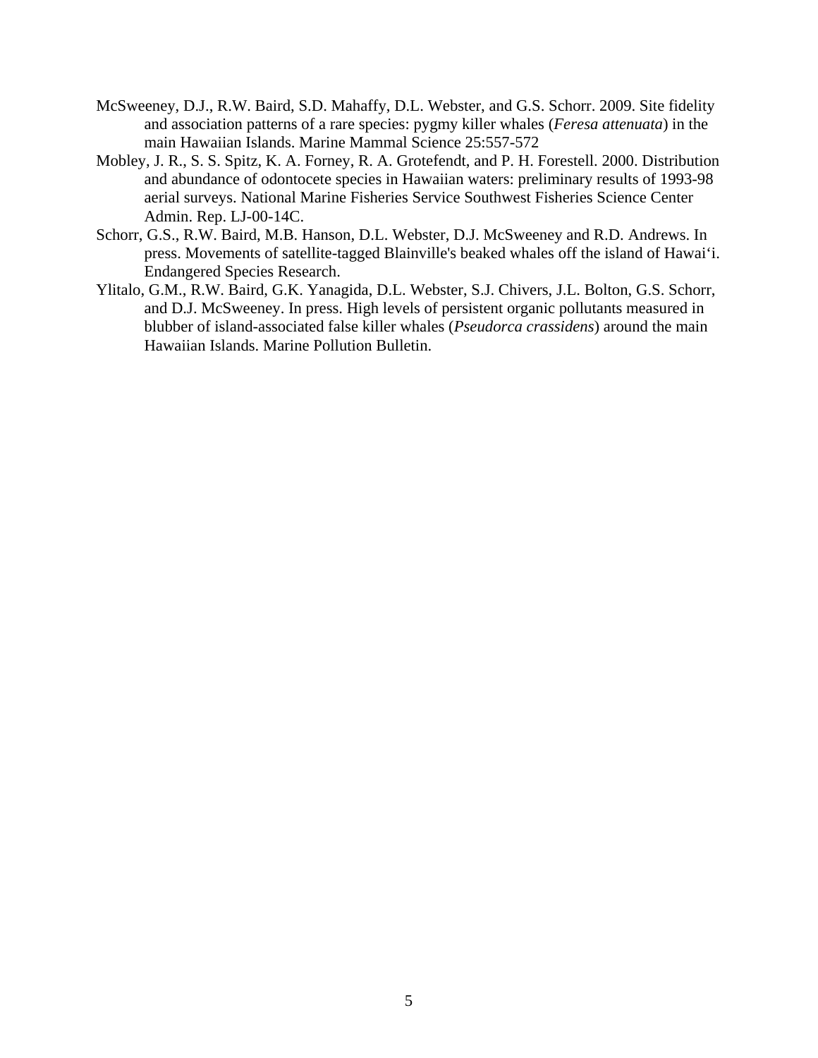McSweeney, D.J., R.W. Baird, S.D. Mahaffy, D.L. Webster, and G.S. Schorr. 2009. Site fidelity and association patterns of a rare species: pygmy killer whales (*Feresa attenuata*) in the main Hawaiian Islands. Marine Mammal Science 25:557-572

Mobley, J. R., S. S. Spitz, K. A. Forney, R. A. Grotefendt, and P. H. Forestell. 2000. Distribution and abundance of odontocete species in Hawaiian waters: preliminary results of 1993-98 aerial surveys. National Marine Fisheries Service Southwest Fisheries Science Center Admin. Rep. LJ-00-14C.

Schorr, G.S., R.W. Baird, M.B. Hanson, D.L. Webster, D.J. McSweeney and R.D. Andrews. In press. Movements of satellite-tagged Blainville's beaked whales off the island of Hawai‘i. Endangered Species Research.

Ylitalo, G.M., R.W. Baird, G.K. Yanagida, D.L. Webster, S.J. Chivers, J.L. Bolton, G.S. Schorr, and D.J. McSweeney. In press. High levels of persistent organic pollutants measured in blubber of island-associated false killer whales (*Pseudorca crassidens*) around the main Hawaiian Islands. Marine Pollution Bulletin.